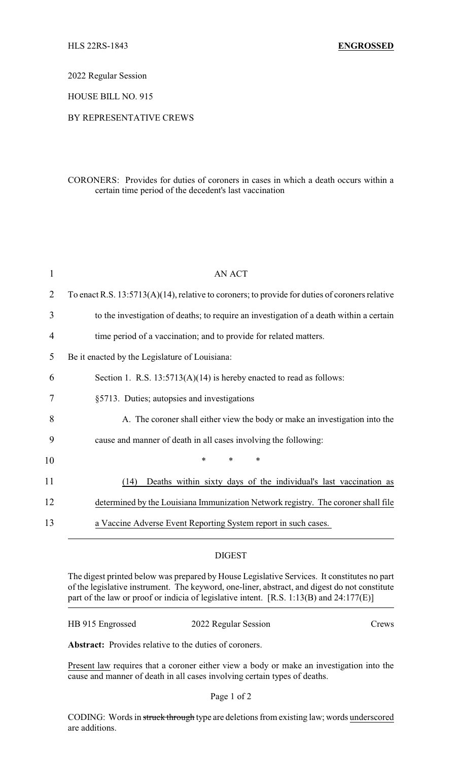HLS 22RS-1843 **ENGROSSED**

2022 Regular Session

HOUSE BILL NO. 915

BY REPRESENTATIVE CREWS

CORONERS: Provides for duties of coroners in cases in which a death occurs within a certain time period of the decedent's last vaccination

AN ACT

To enact R.S. 13:5713(A)(14), relative to coroners; to provide for duties of coroners relative to the investigation of deaths; to require an investigation of a death within a certain time period of a vaccination; and to provide for related matters.

Be it enacted by the Legislature of Louisiana:

Section 1. R.S. 13:5713(A)(14) is hereby enacted to read as follows:

§5713. Duties; autopsies and investigations

A. The coroner shall either view the body or make an investigation into the cause and manner of death in all cases involving the following:

\* \* \*

<u>(14) Deaths within sixty days of the individual's last vaccination as determined by the Louisiana Immunization Network registry. The coroner shall file a Vaccine Adverse Event Reporting System report in such cases.</u>

---

DIGEST

The digest printed below was prepared by House Legislative Services. It constitutes no part of the legislative instrument. The keyword, one-liner, abstract, and digest do not constitute part of the law or proof or indicia of legislative intent. [R.S. 1:13(B) and 24:177(E)]

HB 915 Engrossed 2022 Regular Session Crews

**Abstract:** Provides relative to the duties of coroners.

<u>Present law</u> requires that a coroner either view a body or make an investigation into the cause and manner of death in all cases involving certain types of deaths.

CODING: Words in ~~struck through~~ type are deletions from existing law; words <u>underscored</u> are additions.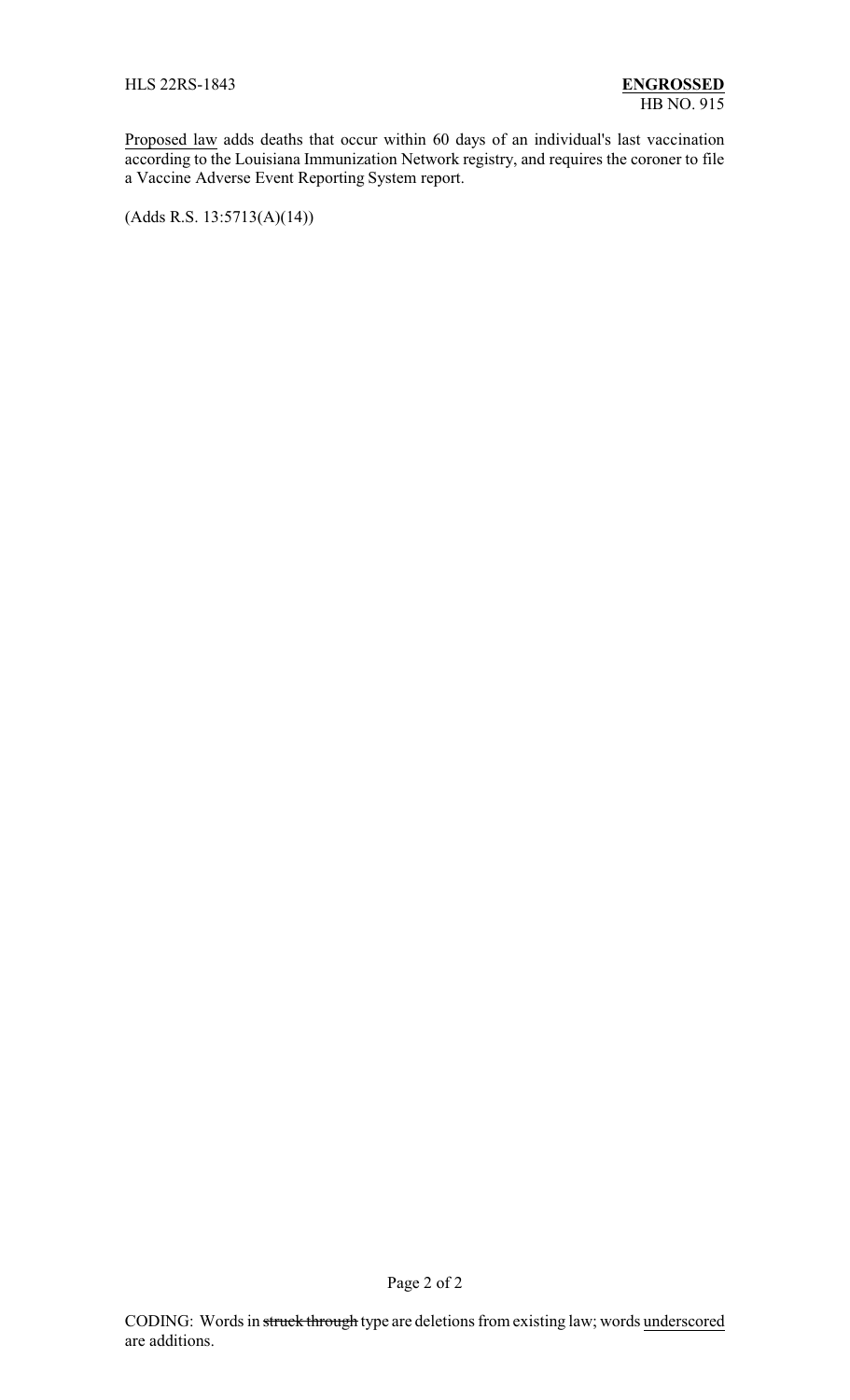Proposed law adds deaths that occur within 60 days of an individual's last vaccination according to the Louisiana Immunization Network registry, and requires the coroner to file a Vaccine Adverse Event Reporting System report.

(Adds R.S. 13:5713(A)(14))

CODING: Words in ~~struck through~~ type are deletions from existing law; words underscored are additions.